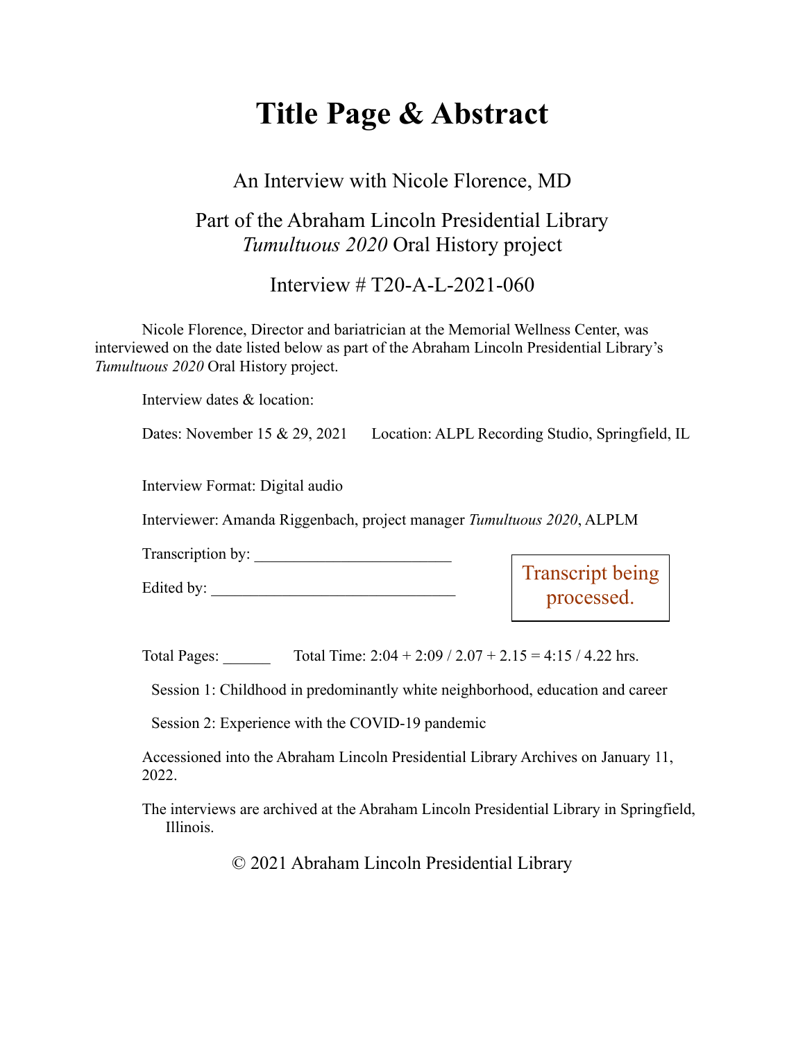# Title Page & Abstract

An Interview with Nicole Florence, MD

Part of the Abraham Lincoln Presidential Library
*Tumultuous 2020* Oral History project

Interview # T20-A-L-2021-060

Nicole Florence, Director and bariatrician at the Memorial Wellness Center, was interviewed on the date listed below as part of the Abraham Lincoln Presidential Library's *Tumultuous 2020* Oral History project.

Interview dates & location:

Dates: November 15 & 29, 2021  Location: ALPL Recording Studio, Springfield, IL

Interview Format: Digital audio

Interviewer: Amanda Riggenbach, project manager *Tumultuous 2020*, ALPLM

Transcription by: ________________________

Edited by: ______________________________

Transcript being processed.

Total Pages: ______  Total Time: 2:04 + 2:09 / 2.07 + 2.15 = 4:15 / 4.22 hrs.

Session 1: Childhood in predominantly white neighborhood, education and career

Session 2: Experience with the COVID-19 pandemic

Accessioned into the Abraham Lincoln Presidential Library Archives on January 11, 2022.

The interviews are archived at the Abraham Lincoln Presidential Library in Springfield, Illinois.

© 2021 Abraham Lincoln Presidential Library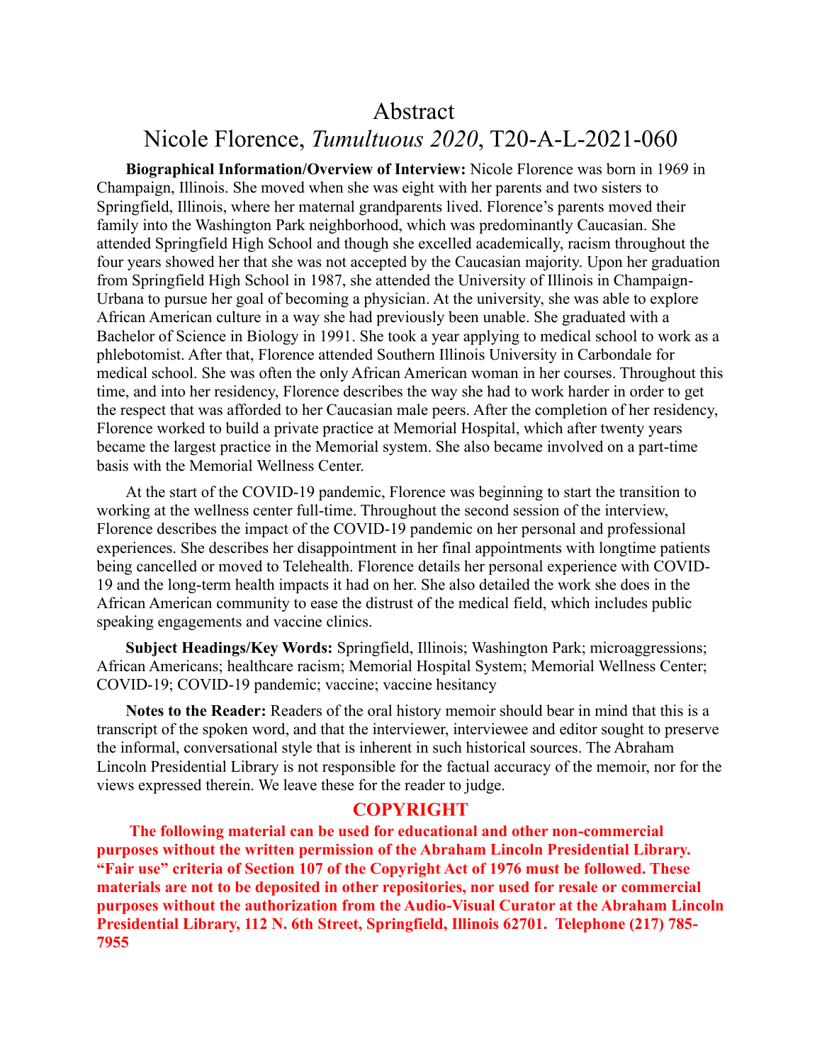# Abstract

## Nicole Florence, *Tumultuous 2020*, T20-A-L-2021-060

**Biographical Information/Overview of Interview:** Nicole Florence was born in 1969 in Champaign, Illinois. She moved when she was eight with her parents and two sisters to Springfield, Illinois, where her maternal grandparents lived. Florence's parents moved their family into the Washington Park neighborhood, which was predominantly Caucasian. She attended Springfield High School and though she excelled academically, racism throughout the four years showed her that she was not accepted by the Caucasian majority. Upon her graduation from Springfield High School in 1987, she attended the University of Illinois in Champaign-Urbana to pursue her goal of becoming a physician. At the university, she was able to explore African American culture in a way she had previously been unable. She graduated with a Bachelor of Science in Biology in 1991. She took a year applying to medical school to work as a phlebotomist. After that, Florence attended Southern Illinois University in Carbondale for medical school. She was often the only African American woman in her courses. Throughout this time, and into her residency, Florence describes the way she had to work harder in order to get the respect that was afforded to her Caucasian male peers. After the completion of her residency, Florence worked to build a private practice at Memorial Hospital, which after twenty years became the largest practice in the Memorial system. She also became involved on a part-time basis with the Memorial Wellness Center.

At the start of the COVID-19 pandemic, Florence was beginning to start the transition to working at the wellness center full-time. Throughout the second session of the interview, Florence describes the impact of the COVID-19 pandemic on her personal and professional experiences. She describes her disappointment in her final appointments with longtime patients being cancelled or moved to Telehealth. Florence details her personal experience with COVID-19 and the long-term health impacts it had on her. She also detailed the work she does in the African American community to ease the distrust of the medical field, which includes public speaking engagements and vaccine clinics.

**Subject Headings/Key Words:** Springfield, Illinois; Washington Park; microaggressions; African Americans; healthcare racism; Memorial Hospital System; Memorial Wellness Center; COVID-19; COVID-19 pandemic; vaccine; vaccine hesitancy

**Notes to the Reader:** Readers of the oral history memoir should bear in mind that this is a transcript of the spoken word, and that the interviewer, interviewee and editor sought to preserve the informal, conversational style that is inherent in such historical sources. The Abraham Lincoln Presidential Library is not responsible for the factual accuracy of the memoir, nor for the views expressed therein. We leave these for the reader to judge.

## COPYRIGHT

**The following material can be used for educational and other non-commercial purposes without the written permission of the Abraham Lincoln Presidential Library. "Fair use" criteria of Section 107 of the Copyright Act of 1976 must be followed. These materials are not to be deposited in other repositories, nor used for resale or commercial purposes without the authorization from the Audio-Visual Curator at the Abraham Lincoln Presidential Library, 112 N. 6th Street, Springfield, Illinois 62701. Telephone (217) 785-7955**